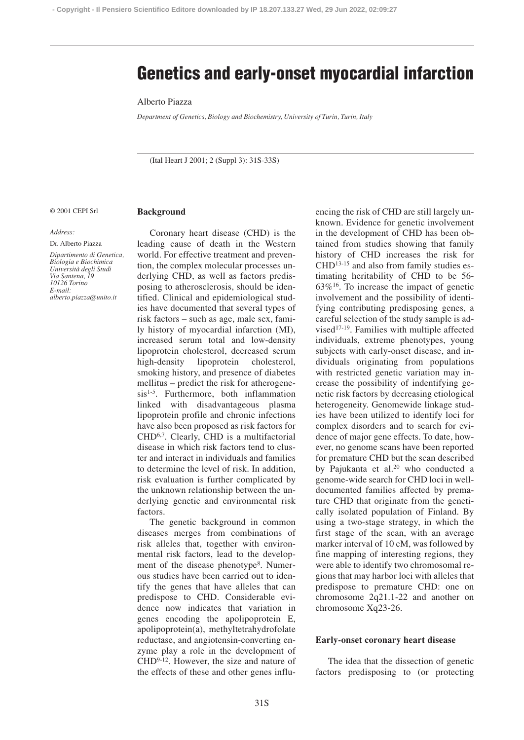# Genetics and early-onset myocardial infarction

Alberto Piazza

*Department of Genetics, Biology and Biochemistry, University of Turin, Turin, Italy*

(Ital Heart J 2001; 2 (Suppl 3): 31S-33S)

© 2001 CEPI Srl

*Address:*

Dr. Alberto Piazza

*Dipartimento di Genetica, Biologia e Biochimica Università degli Studi Via Santena, 19 10126 Torino E-mail: alberto.piazza@unito.it*

## Background

Coronary heart disease (CHD) is the leading cause of death in the Western world. For effective treatment and prevention, the complex molecular processes underlying CHD, as well as factors predisposing to atherosclerosis, should be identified. Clinical and epidemiological studies have documented that several types of risk factors – such as age, male sex, family history of myocardial infarction (MI), increased serum total and low-density lipoprotein cholesterol, decreased serum high-density lipoprotein cholesterol, smoking history, and presence of diabetes mellitus – predict the risk for atherogenesis[1-5]. Furthermore, both inflammation linked with disadvantageous plasma lipoprotein profile and chronic infections have also been proposed as risk factors for CHD[6,7]. Clearly, CHD is a multifactorial disease in which risk factors tend to cluster and interact in individuals and families to determine the level of risk. In addition, risk evaluation is further complicated by the unknown relationship between the underlying genetic and environmental risk factors.

The genetic background in common diseases merges from combinations of risk alleles that, together with environmental risk factors, lead to the development of the disease phenotype[8]. Numerous studies have been carried out to identify the genes that have alleles that can predispose to CHD. Considerable evidence now indicates that variation in genes encoding the apolipoprotein E, apolipoprotein(a), methyltetrahydrofolate reductase, and angiotensin-converting enzyme play a role in the development of CHD[9-12]. However, the size and nature of the effects of these and other genes influencing the risk of CHD are still largely unknown. Evidence for genetic involvement in the development of CHD has been obtained from studies showing that family history of CHD increases the risk for CHD[13-15] and also from family studies estimating heritability of CHD to be 56-63%[16]. To increase the impact of genetic involvement and the possibility of identifying contributing predisposing genes, a careful selection of the study sample is advised[17-19]. Families with multiple affected individuals, extreme phenotypes, young subjects with early-onset disease, and individuals originating from populations with restricted genetic variation may increase the possibility of indentifying genetic risk factors by decreasing etiological heterogeneity. Genomewide linkage studies have been utilized to identify loci for complex disorders and to search for evidence of major gene effects. To date, however, no genome scans have been reported for premature CHD but the scan described by Pajukanta et al.[20] who conducted a genome-wide search for CHD loci in well-documented families affected by premature CHD that originate from the genetically isolated population of Finland. By using a two-stage strategy, in which the first stage of the scan, with an average marker interval of 10 cM, was followed by fine mapping of interesting regions, they were able to identify two chromosomal regions that may harbor loci with alleles that predispose to premature CHD: one on chromosome 2q21.1-22 and another on chromosome Xq23-26.

## Early-onset coronary heart disease

The idea that the dissection of genetic factors predisposing to (or protecting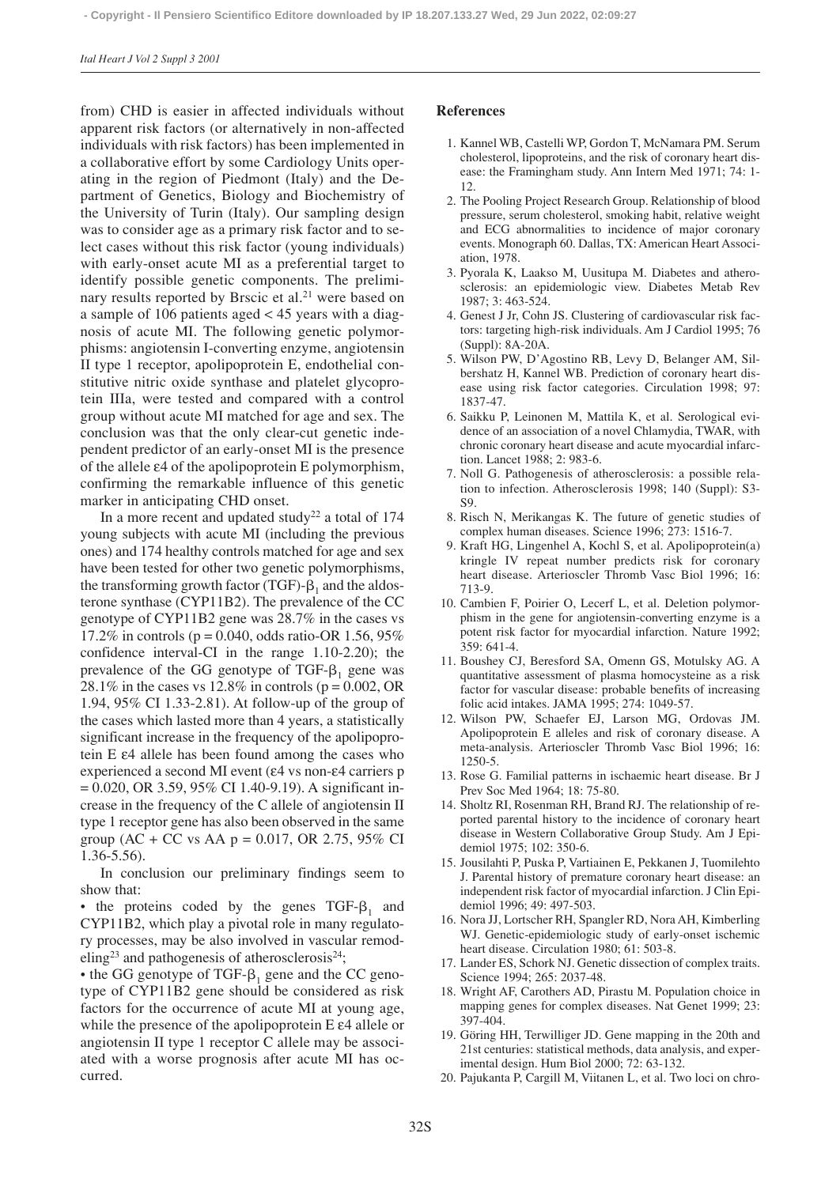from) CHD is easier in affected individuals without apparent risk factors (or alternatively in non-affected individuals with risk factors) has been implemented in a collaborative effort by some Cardiology Units operating in the region of Piedmont (Italy) and the Department of Genetics, Biology and Biochemistry of the University of Turin (Italy). Our sampling design was to consider age as a primary risk factor and to select cases without this risk factor (young individuals) with early-onset acute MI as a preferential target to identify possible genetic components. The preliminary results reported by Brscic et al.[21] were based on a sample of 106 patients aged < 45 years with a diagnosis of acute MI. The following genetic polymorphisms: angiotensin I-converting enzyme, angiotensin II type 1 receptor, apolipoprotein E, endothelial constitutive nitric oxide synthase and platelet glycoprotein IIIa, were tested and compared with a control group without acute MI matched for age and sex. The conclusion was that the only clear-cut genetic independent predictor of an early-onset MI is the presence of the allele ε4 of the apolipoprotein E polymorphism, confirming the remarkable influence of this genetic marker in anticipating CHD onset.

In a more recent and updated study[22] a total of 174 young subjects with acute MI (including the previous ones) and 174 healthy controls matched for age and sex have been tested for other two genetic polymorphisms, the transforming growth factor (TGF)-$\beta_1$ and the aldosterone synthase (CYP11B2). The prevalence of the CC genotype of CYP11B2 gene was 28.7% in the cases vs 17.2% in controls ($p = 0.040$, odds ratio-OR 1.56, 95% confidence interval-CI in the range 1.10-2.20); the prevalence of the GG genotype of TGF-$\beta_1$ gene was 28.1% in the cases vs 12.8% in controls ($p = 0.002$, OR 1.94, 95% CI 1.33-2.81). At follow-up of the group of the cases which lasted more than 4 years, a statistically significant increase in the frequency of the apolipoprotein E ε4 allele has been found among the cases who experienced a second MI event (ε4 vs non-ε4 carriers $p = 0.020$, OR 3.59, 95% CI 1.40-9.19). A significant increase in the frequency of the C allele of angiotensin II type 1 receptor gene has also been observed in the same group (AC + CC vs AA $p = 0.017$, OR 2.75, 95% CI 1.36-5.56).

In conclusion our preliminary findings seem to show that:

- the proteins coded by the genes TGF-$\beta_1$ and CYP11B2, which play a pivotal role in many regulatory processes, may be also involved in vascular remodeling[23] and pathogenesis of atherosclerosis[24];
- the GG genotype of TGF-$\beta_1$ gene and the CC genotype of CYP11B2 gene should be considered as risk factors for the occurrence of acute MI at young age, while the presence of the apolipoprotein E ε4 allele or angiotensin II type 1 receptor C allele may be associated with a worse prognosis after acute MI has occurred.

## References

1. Kannel WB, Castelli WP, Gordon T, McNamara PM. Serum cholesterol, lipoproteins, and the risk of coronary heart disease: the Framingham study. Ann Intern Med 1971; 74: 1-12.
2. The Pooling Project Research Group. Relationship of blood pressure, serum cholesterol, smoking habit, relative weight and ECG abnormalities to incidence of major coronary events. Monograph 60. Dallas, TX: American Heart Association, 1978.
3. Pyorala K, Laakso M, Uusitupa M. Diabetes and atherosclerosis: an epidemiologic view. Diabetes Metab Rev 1987; 3: 463-524.
4. Genest J Jr, Cohn JS. Clustering of cardiovascular risk factors: targeting high-risk individuals. Am J Cardiol 1995; 76 (Suppl): 8A-20A.
5. Wilson PW, D'Agostino RB, Levy D, Belanger AM, Silbershatz H, Kannel WB. Prediction of coronary heart disease using risk factor categories. Circulation 1998; 97: 1837-47.
6. Saikku P, Leinonen M, Mattila K, et al. Serological evidence of an association of a novel Chlamydia, TWAR, with chronic coronary heart disease and acute myocardial infarction. Lancet 1988; 2: 983-6.
7. Noll G. Pathogenesis of atherosclerosis: a possible relation to infection. Atherosclerosis 1998; 140 (Suppl): S3-S9.
8. Risch N, Merikangas K. The future of genetic studies of complex human diseases. Science 1996; 273: 1516-7.
9. Kraft HG, Lingenhel A, Kochl S, et al. Apolipoprotein(a) kringle IV repeat number predicts risk for coronary heart disease. Arterioscler Thromb Vasc Biol 1996; 16: 713-9.
10. Cambien F, Poirier O, Lecerf L, et al. Deletion polymorphism in the gene for angiotensin-converting enzyme is a potent risk factor for myocardial infarction. Nature 1992; 359: 641-4.
11. Boushey CJ, Beresford SA, Omenn GS, Motulsky AG. A quantitative assessment of plasma homocysteine as a risk factor for vascular disease: probable benefits of increasing folic acid intakes. JAMA 1995; 274: 1049-57.
12. Wilson PW, Schaefer EJ, Larson MG, Ordovas JM. Apolipoprotein E alleles and risk of coronary disease. A meta-analysis. Arterioscler Thromb Vasc Biol 1996; 16: 1250-5.
13. Rose G. Familial patterns in ischaemic heart disease. Br J Prev Soc Med 1964; 18: 75-80.
14. Sholtz RI, Rosenman RH, Brand RJ. The relationship of reported parental history to the incidence of coronary heart disease in Western Collaborative Group Study. Am J Epidemiol 1975; 102: 350-6.
15. Jousilahti P, Puska P, Vartiainen E, Pekkanen J, Tuomilehto J. Parental history of premature coronary heart disease: an independent risk factor of myocardial infarction. J Clin Epidemiol 1996; 49: 497-503.
16. Nora JJ, Lortscher RH, Spangler RD, Nora AH, Kimberling WJ. Genetic-epidemiologic study of early-onset ischemic heart disease. Circulation 1980; 61: 503-8.
17. Lander ES, Schork NJ. Genetic dissection of complex traits. Science 1994; 265: 2037-48.
18. Wright AF, Carothers AD, Pirastu M. Population choice in mapping genes for complex diseases. Nat Genet 1999; 23: 397-404.
19. Göring HH, Terwilliger JD. Gene mapping in the 20th and 21st centuries: statistical methods, data analysis, and experimental design. Hum Biol 2000; 72: 63-132.
20. Pajukanta P, Cargill M, Viitanen L, et al. Two loci on chro-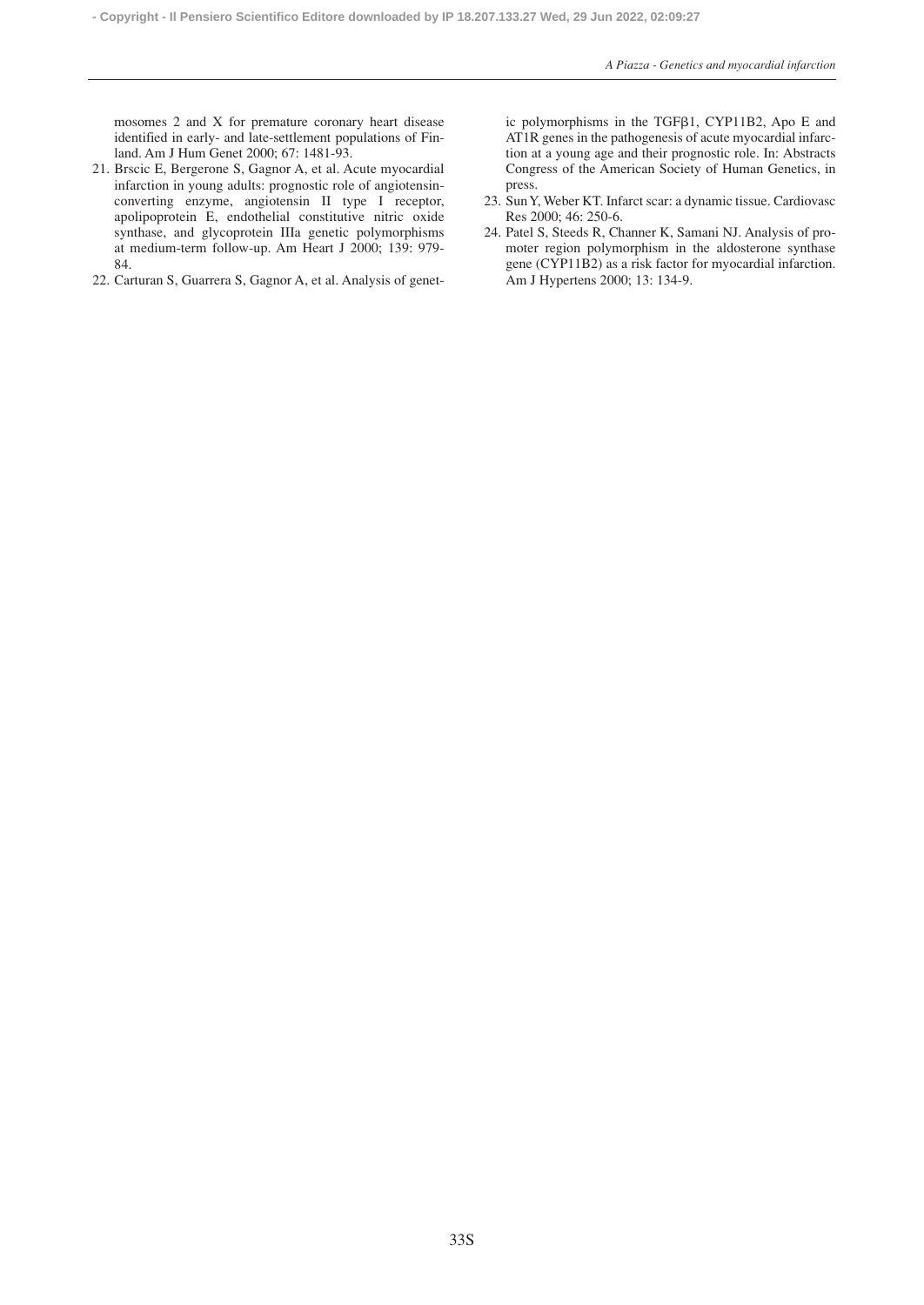mosomes 2 and X for premature coronary heart disease identified in early- and late-settlement populations of Finland. Am J Hum Genet 2000; 67: 1481-93.

21. Brscic E, Bergerone S, Gagnor A, et al. Acute myocardial infarction in young adults: prognostic role of angiotensin-converting enzyme, angiotensin II type I receptor, apolipoprotein E, endothelial constitutive nitric oxide synthase, and glycoprotein IIIa genetic polymorphisms at medium-term follow-up. Am Heart J 2000; 139: 979-84.
22. Carturan S, Guarrera S, Gagnor A, et al. Analysis of genetic polymorphisms in the TGFβ1, CYP11B2, Apo E and AT1R genes in the pathogenesis of acute myocardial infarction at a young age and their prognostic role. In: Abstracts Congress of the American Society of Human Genetics, in press.
23. Sun Y, Weber KT. Infarct scar: a dynamic tissue. Cardiovasc Res 2000; 46: 250-6.
24. Patel S, Steeds R, Channer K, Samani NJ. Analysis of promoter region polymorphism in the aldosterone synthase gene (CYP11B2) as a risk factor for myocardial infarction. Am J Hypertens 2000; 13: 134-9.